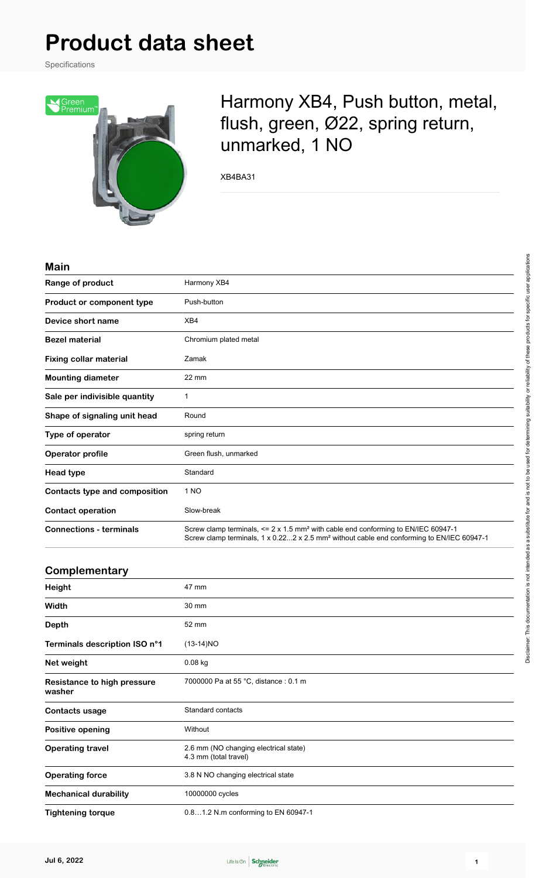# Product data sheet

Specifications

## Harmony XB4, Push button, metal, flush, green, Ø22, spring return, unmarked, 1 NO

XB4BA31

### Main

| | |
|---|---|
| **Range of product** | Harmony XB4 |
| **Product or component type** | Push-button |
| **Device short name** | XB4 |
| **Bezel material** | Chromium plated metal |
| **Fixing collar material** | Zamak |
| **Mounting diameter** | 22 mm |
| **Sale per indivisible quantity** | 1 |
| **Shape of signaling unit head** | Round |
| **Type of operator** | spring return |
| **Operator profile** | Green flush, unmarked |
| **Head type** | Standard |
| **Contacts type and composition** | 1 NO |
| **Contact operation** | Slow-break |
| **Connections - terminals** | Screw clamp terminals, <= 2 x 1.5 mm² with cable end conforming to EN/IEC 60947-1<br>Screw clamp terminals, 1 x 0.22...2 x 2.5 mm² without cable end conforming to EN/IEC 60947-1 |

### Complementary

| | |
|---|---|
| **Height** | 47 mm |
| **Width** | 30 mm |
| **Depth** | 52 mm |
| **Terminals description ISO n°1** | (13-14)NO |
| **Net weight** | 0.08 kg |
| **Resistance to high pressure washer** | 7000000 Pa at 55 °C, distance : 0.1 m |
| **Contacts usage** | Standard contacts |
| **Positive opening** | Without |
| **Operating travel** | 2.6 mm (NO changing electrical state)<br>4.3 mm (total travel) |
| **Operating force** | 3.8 N NO changing electrical state |
| **Mechanical durability** | 10000000 cycles |
| **Tightening torque** | 0.8…1.2 N.m conforming to EN 60947-1 |

Disclaimer: This documentation is not intended as a substitute for and is not to be used for determining suitability or reliability of these products for specific user applications

Jul 6, 2022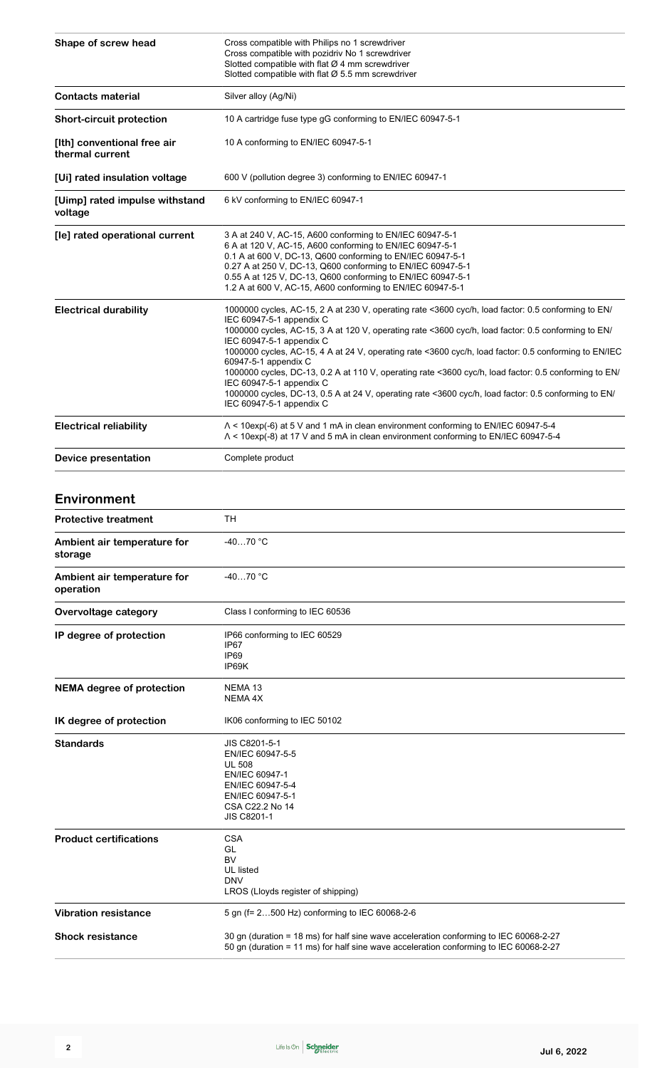| | |
|---|---|
| **Shape of screw head** | Cross compatible with Philips no 1 screwdriver<br>Cross compatible with pozidriv No 1 screwdriver<br>Slotted compatible with flat Ø 4 mm screwdriver<br>Slotted compatible with flat Ø 5.5 mm screwdriver |
| **Contacts material** | Silver alloy (Ag/Ni) |
| **Short-circuit protection** | 10 A cartridge fuse type gG conforming to EN/IEC 60947-5-1 |
| **[Ith] conventional free air thermal current** | 10 A conforming to EN/IEC 60947-5-1 |
| **[Ui] rated insulation voltage** | 600 V (pollution degree 3) conforming to EN/IEC 60947-1 |
| **[Uimp] rated impulse withstand voltage** | 6 kV conforming to EN/IEC 60947-1 |
| **[Ie] rated operational current** | 3 A at 240 V, AC-15, A600 conforming to EN/IEC 60947-5-1<br>6 A at 120 V, AC-15, A600 conforming to EN/IEC 60947-5-1<br>0.1 A at 600 V, DC-13, Q600 conforming to EN/IEC 60947-5-1<br>0.27 A at 250 V, DC-13, Q600 conforming to EN/IEC 60947-5-1<br>0.55 A at 125 V, DC-13, Q600 conforming to EN/IEC 60947-5-1<br>1.2 A at 600 V, AC-15, A600 conforming to EN/IEC 60947-5-1 |
| **Electrical durability** | 1000000 cycles, AC-15, 2 A at 230 V, operating rate <3600 cyc/h, load factor: 0.5 conforming to EN/IEC 60947-5-1 appendix C<br>1000000 cycles, AC-15, 3 A at 120 V, operating rate <3600 cyc/h, load factor: 0.5 conforming to EN/IEC 60947-5-1 appendix C<br>1000000 cycles, AC-15, 4 A at 24 V, operating rate <3600 cyc/h, load factor: 0.5 conforming to EN/IEC 60947-5-1 appendix C<br>1000000 cycles, DC-13, 0.2 A at 110 V, operating rate <3600 cyc/h, load factor: 0.5 conforming to EN/IEC 60947-5-1 appendix C<br>1000000 cycles, DC-13, 0.5 A at 24 V, operating rate <3600 cyc/h, load factor: 0.5 conforming to EN/IEC 60947-5-1 appendix C |
| **Electrical reliability** | Λ < 10exp(-6) at 5 V and 1 mA in clean environment conforming to EN/IEC 60947-5-4<br>Λ < 10exp(-8) at 17 V and 5 mA in clean environment conforming to EN/IEC 60947-5-4 |
| **Device presentation** | Complete product |

## Environment

| | |
|---|---|
| **Protective treatment** | TH |
| **Ambient air temperature for storage** | -40…70 °C |
| **Ambient air temperature for operation** | -40…70 °C |
| **Overvoltage category** | Class I conforming to IEC 60536 |
| **IP degree of protection** | IP66 conforming to IEC 60529<br>IP67<br>IP69<br>IP69K |
| **NEMA degree of protection** | NEMA 13<br>NEMA 4X |
| **IK degree of protection** | IK06 conforming to IEC 50102 |
| **Standards** | JIS C8201-5-1<br>EN/IEC 60947-5-5<br>UL 508<br>EN/IEC 60947-1<br>EN/IEC 60947-5-4<br>EN/IEC 60947-5-1<br>CSA C22.2 No 14<br>JIS C8201-1 |
| **Product certifications** | CSA<br>GL<br>BV<br>UL listed<br>DNV<br>LROS (Lloyds register of shipping) |
| **Vibration resistance** | 5 gn (f= 2…500 Hz) conforming to IEC 60068-2-6 |
| **Shock resistance** | 30 gn (duration = 18 ms) for half sine wave acceleration conforming to IEC 60068-2-27<br>50 gn (duration = 11 ms) for half sine wave acceleration conforming to IEC 60068-2-27 |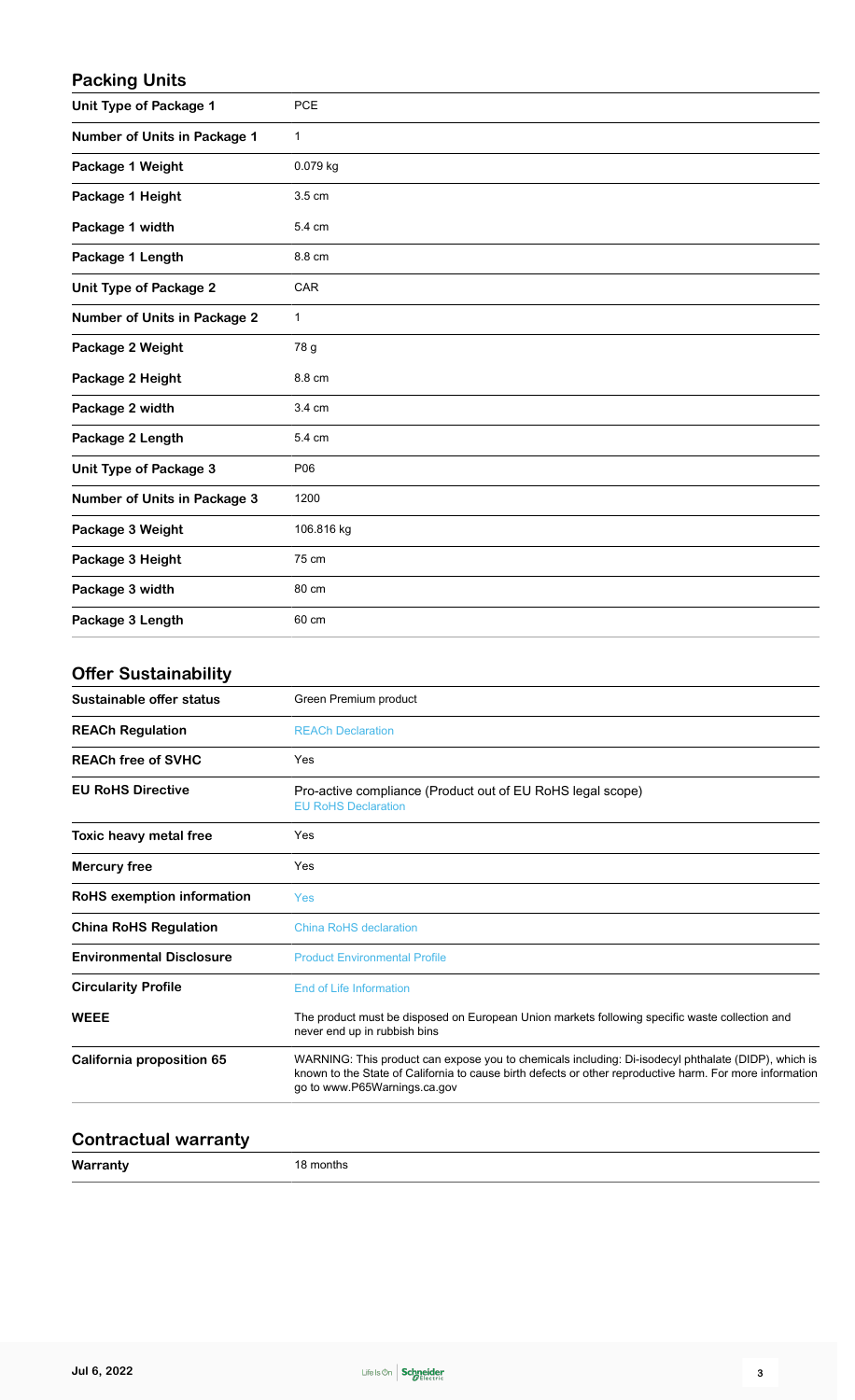## Packing Units

| | |
|---|---|
| **Unit Type of Package 1** | PCE |
| **Number of Units in Package 1** | 1 |
| **Package 1 Weight** | 0.079 kg |
| **Package 1 Height** | 3.5 cm |
| **Package 1 width** | 5.4 cm |
| **Package 1 Length** | 8.8 cm |
| **Unit Type of Package 2** | CAR |
| **Number of Units in Package 2** | 1 |
| **Package 2 Weight** | 78 g |
| **Package 2 Height** | 8.8 cm |
| **Package 2 width** | 3.4 cm |
| **Package 2 Length** | 5.4 cm |
| **Unit Type of Package 3** | P06 |
| **Number of Units in Package 3** | 1200 |
| **Package 3 Weight** | 106.816 kg |
| **Package 3 Height** | 75 cm |
| **Package 3 width** | 80 cm |
| **Package 3 Length** | 60 cm |

## Offer Sustainability

| | |
|---|---|
| **Sustainable offer status** | Green Premium product |
| **REACh Regulation** | REACh Declaration |
| **REACh free of SVHC** | Yes |
| **EU RoHS Directive** | Pro-active compliance (Product out of EU RoHS legal scope)<br>EU RoHS Declaration |
| **Toxic heavy metal free** | Yes |
| **Mercury free** | Yes |
| **RoHS exemption information** | Yes |
| **China RoHS Regulation** | China RoHS declaration |
| **Environmental Disclosure** | Product Environmental Profile |
| **Circularity Profile** | End of Life Information |
| **WEEE** | The product must be disposed on European Union markets following specific waste collection and never end up in rubbish bins |
| **California proposition 65** | WARNING: This product can expose you to chemicals including: Di-isodecyl phthalate (DIDP), which is known to the State of California to cause birth defects or other reproductive harm. For more information go to www.P65Warnings.ca.gov |

## Contractual warranty

| | |
|---|---|
| **Warranty** | 18 months |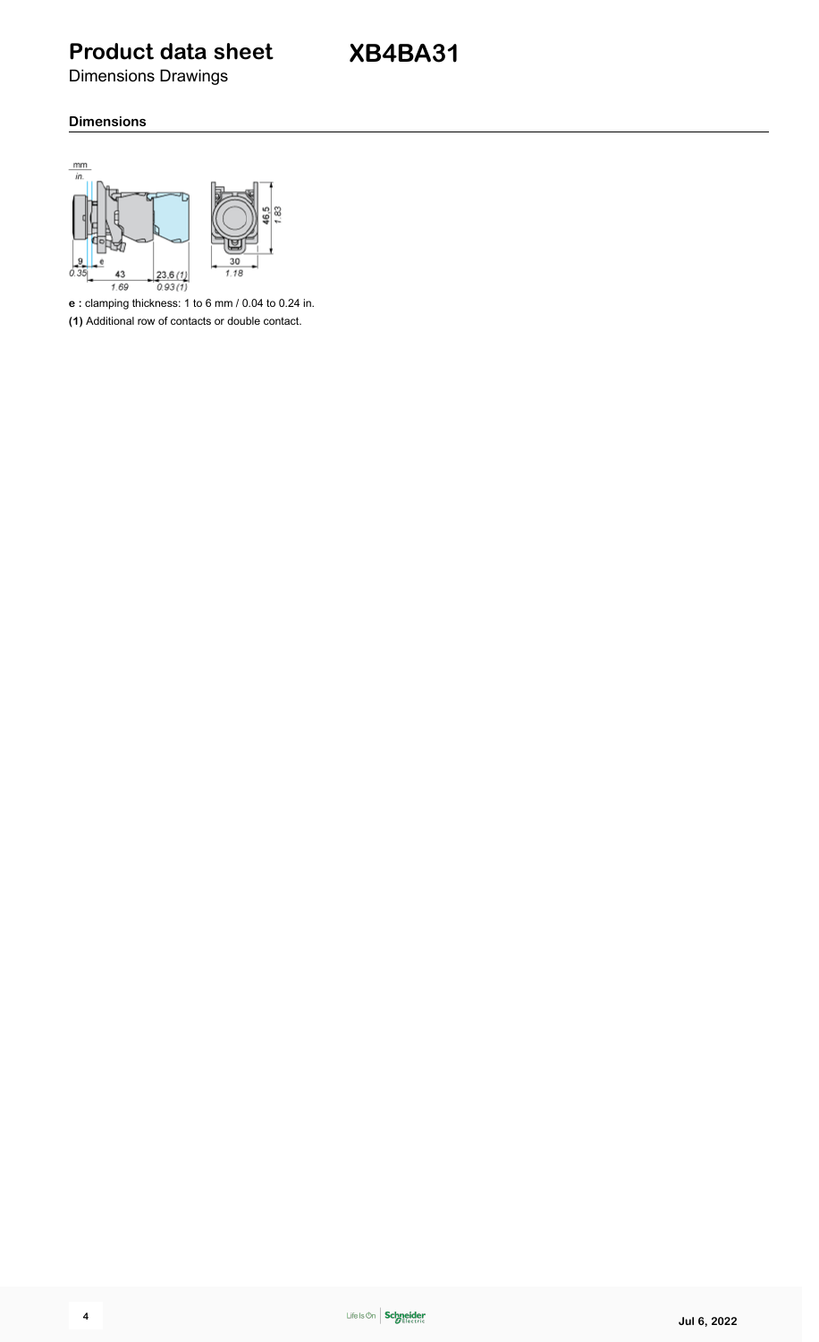# Product data sheet

Dimensions Drawings

**XB4BA31**

## Dimensions

**e :** clamping thickness: 1 to 6 mm / 0.04 to 0.24 in.

**(1)** Additional row of contacts or double contact.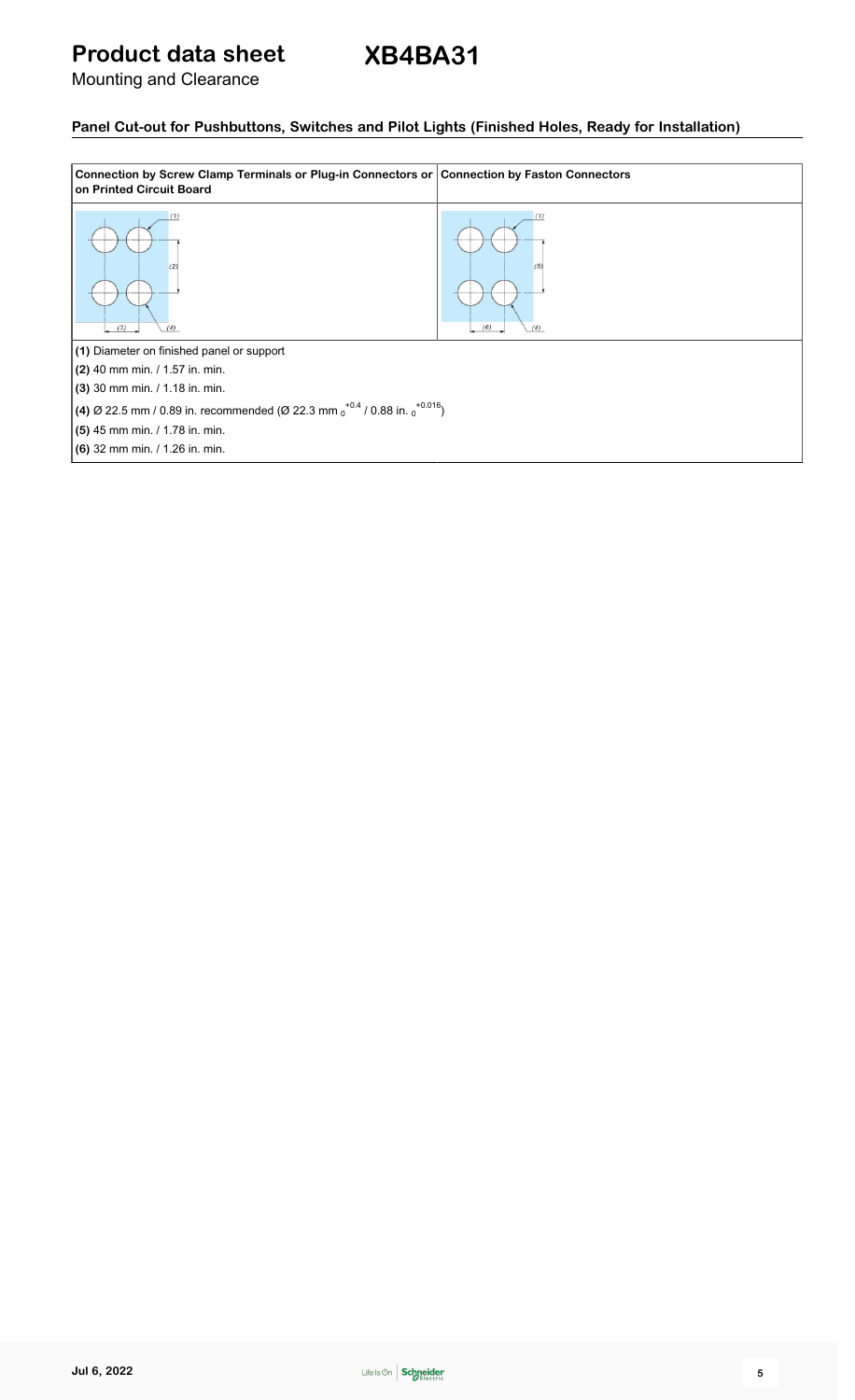# Product data sheet

# XB4BA31

Mounting and Clearance

## Panel Cut-out for Pushbuttons, Switches and Pilot Lights (Finished Holes, Ready for Installation)

| Connection by Screw Clamp Terminals or Plug-in Connectors or on Printed Circuit Board | Connection by Faston Connectors |
| --- | --- |
| (1) (2) (3) (4) | (1) (5) (6) (4) |

**(1)** Diameter on finished panel or support

**(2)** 40 mm min. / 1.57 in. min.

**(3)** 30 mm min. / 1.18 in. min.

**(4)** Ø 22.5 mm / 0.89 in. recommended (Ø 22.3 mm $_{0}^{+0.4}$ / 0.88 in. $_{0}^{+0.016}$)

**(5)** 45 mm min. / 1.78 in. min.

**(6)** 32 mm min. / 1.26 in. min.